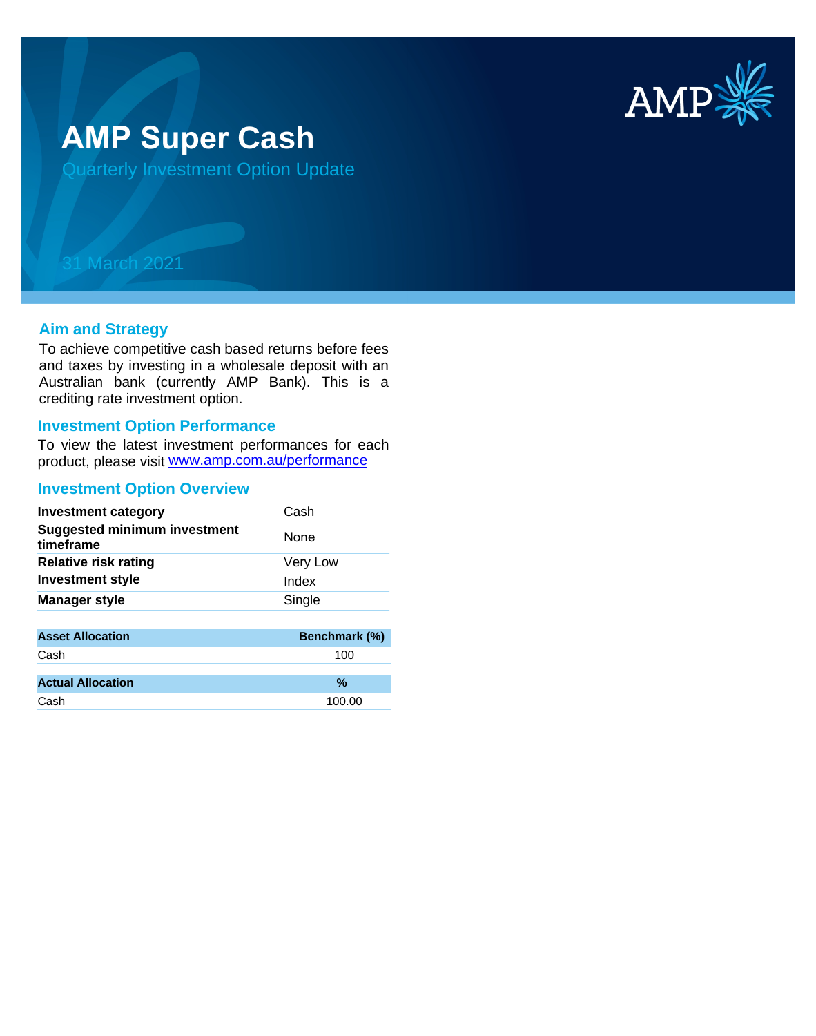# AMP Super Cash

Quarterly Investment Option Update

31 March 2021

## Aim and Strategy

To achieve competitive cash based returns before fees and taxes by investing in a wholesale deposit with an Australian bank (currently AMP Bank). This is a crediting rate investment option.

## Investment Option Performance

To view the latest investment performances for each product, please visit www.amp.com.au/performance

## Investment Option Overview

| | |
|---|---|
| **Investment category** | Cash |
| **Suggested minimum investment timeframe** | None |
| **Relative risk rating** | Very Low |
| **Investment style** | Index |
| **Manager style** | Single |

| Asset Allocation | Benchmark (%) |
|---|---|
| Cash | 100 |

| Actual Allocation | % |
|---|---|
| Cash | 100.00 |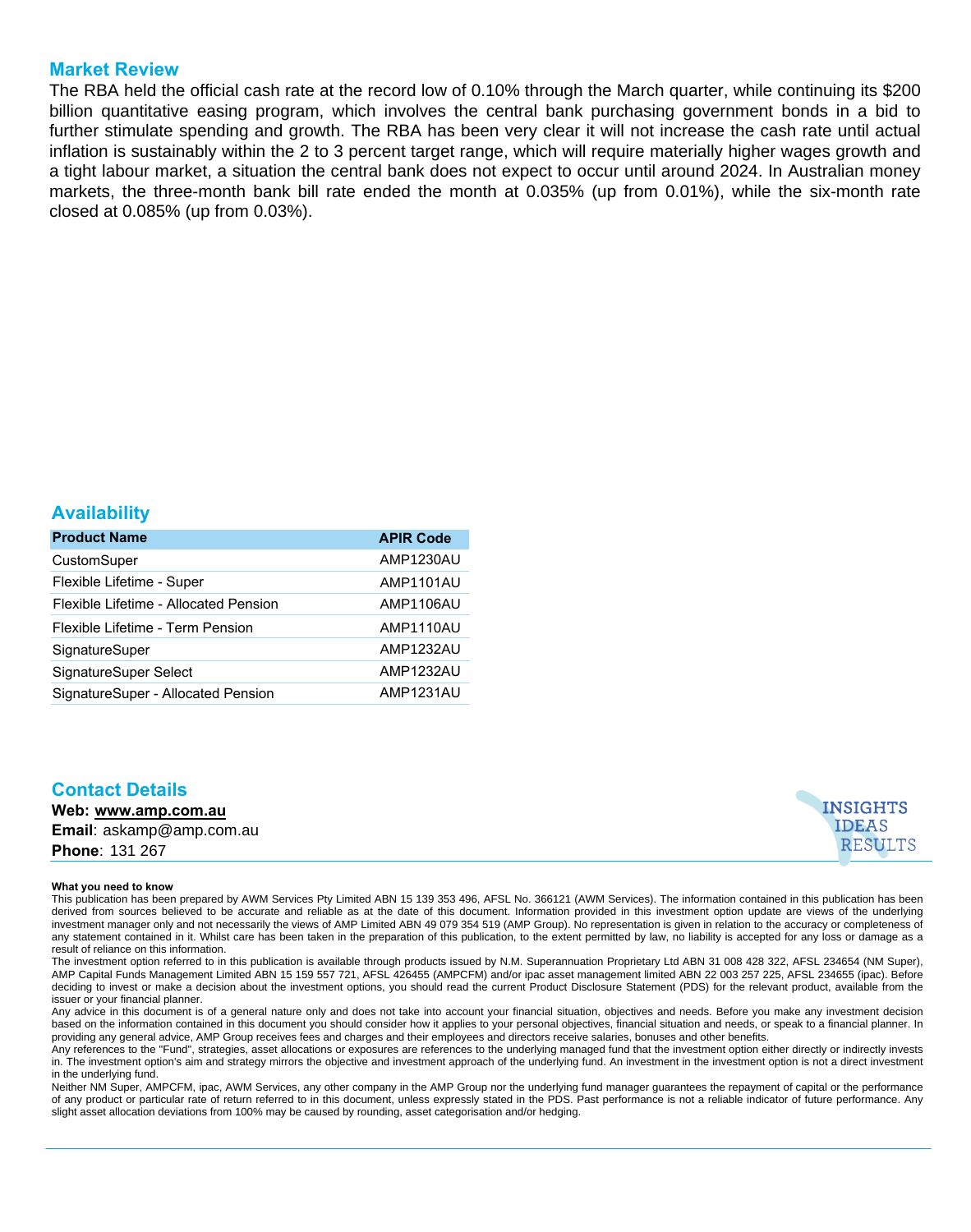## Market Review

The RBA held the official cash rate at the record low of 0.10% through the March quarter, while continuing its $200 billion quantitative easing program, which involves the central bank purchasing government bonds in a bid to further stimulate spending and growth. The RBA has been very clear it will not increase the cash rate until actual inflation is sustainably within the 2 to 3 percent target range, which will require materially higher wages growth and a tight labour market, a situation the central bank does not expect to occur until around 2024. In Australian money markets, the three-month bank bill rate ended the month at 0.035% (up from 0.01%), while the six-month rate closed at 0.085% (up from 0.03%).

## Availability

| Product Name | APIR Code |
|---|---|
| CustomSuper | AMP1230AU |
| Flexible Lifetime - Super | AMP1101AU |
| Flexible Lifetime - Allocated Pension | AMP1106AU |
| Flexible Lifetime - Term Pension | AMP1110AU |
| SignatureSuper | AMP1232AU |
| SignatureSuper Select | AMP1232AU |
| SignatureSuper - Allocated Pension | AMP1231AU |

## Contact Details

**Web: www.amp.com.au**
**Email**: askamp@amp.com.au
**Phone**: 131 267

INSIGHTS
IDEAS
RESULTS

**What you need to know**

This publication has been prepared by AWM Services Pty Limited ABN 15 139 353 496, AFSL No. 366121 (AWM Services). The information contained in this publication has been derived from sources believed to be accurate and reliable as at the date of this document. Information provided in this investment option update are views of the underlying investment manager only and not necessarily the views of AMP Limited ABN 49 079 354 519 (AMP Group). No representation is given in relation to the accuracy or completeness of any statement contained in it. Whilst care has been taken in the preparation of this publication, to the extent permitted by law, no liability is accepted for any loss or damage as a result of reliance on this information.

The investment option referred to in this publication is available through products issued by N.M. Superannuation Proprietary Ltd ABN 31 008 428 322, AFSL 234654 (NM Super), AMP Capital Funds Management Limited ABN 15 159 557 721, AFSL 426455 (AMPCFM) and/or ipac asset management limited ABN 22 003 257 225, AFSL 234655 (ipac). Before deciding to invest or make a decision about the investment options, you should read the current Product Disclosure Statement (PDS) for the relevant product, available from the issuer or your financial planner.

Any advice in this document is of a general nature only and does not take into account your financial situation, objectives and needs. Before you make any investment decision based on the information contained in this document you should consider how it applies to your personal objectives, financial situation and needs, or speak to a financial planner. In providing any general advice, AMP Group receives fees and charges and their employees and directors receive salaries, bonuses and other benefits.

Any references to the "Fund", strategies, asset allocations or exposures are references to the underlying managed fund that the investment option either directly or indirectly invests in. The investment option's aim and strategy mirrors the objective and investment approach of the underlying fund. An investment in the investment option is not a direct investment in the underlying fund.

Neither NM Super, AMPCFM, ipac, AWM Services, any other company in the AMP Group nor the underlying fund manager guarantees the repayment of capital or the performance of any product or particular rate of return referred to in this document, unless expressly stated in the PDS. Past performance is not a reliable indicator of future performance. Any slight asset allocation deviations from 100% may be caused by rounding, asset categorisation and/or hedging.